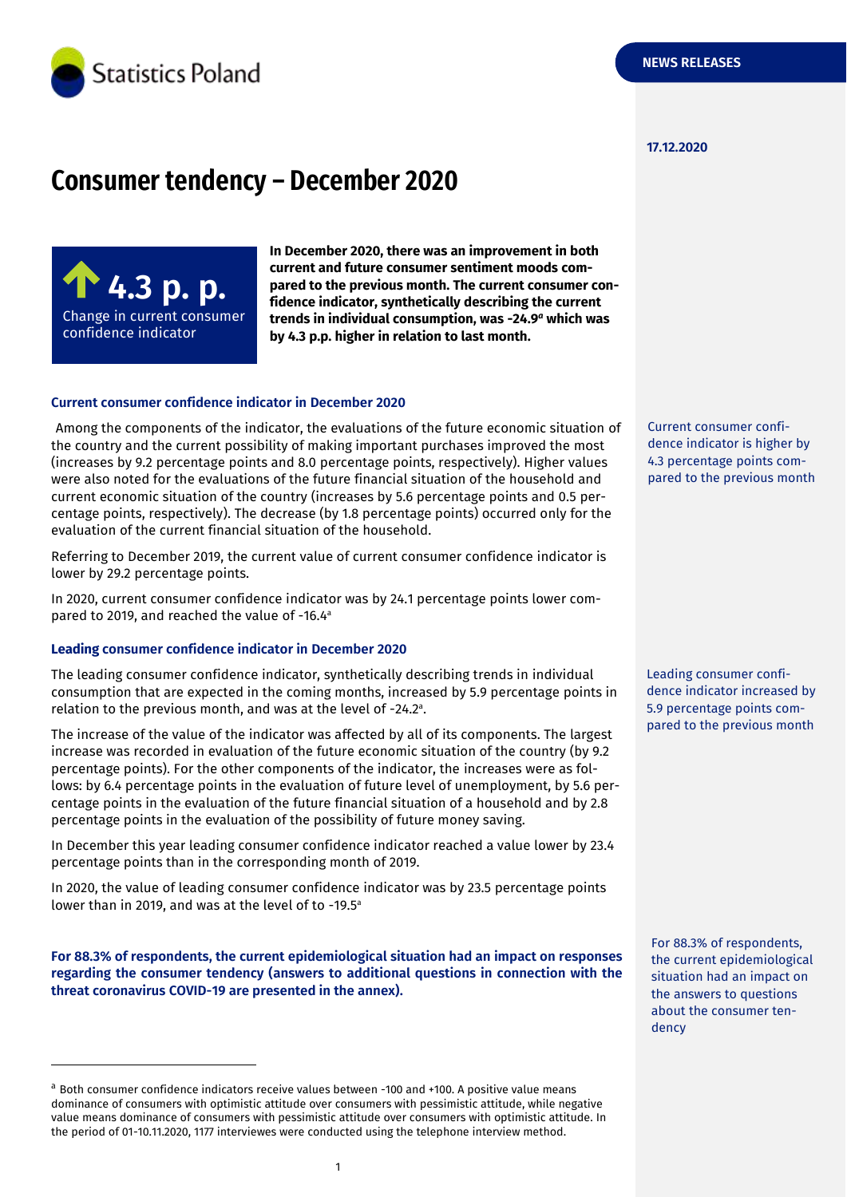Statistics Poland

NEWS RELEASES

17.12.2020

# Consumer tendency – December 2020

**4.3 p. p.**
Change in current consumer confidence indicator

**In December 2020, there was an improvement in both current and future consumer sentiment moods compared to the previous month. The current consumer confidence indicator, synthetically describing the current trends in individual consumption, was -24.9[a] which was by 4.3 p.p. higher in relation to last month.**

### Current consumer confidence indicator in December 2020

Current consumer confidence indicator is higher by 4.3 percentage points compared to the previous month

Among the components of the indicator, the evaluations of the future economic situation of the country and the current possibility of making important purchases improved the most (increases by 9.2 percentage points and 8.0 percentage points, respectively). Higher values were also noted for the evaluations of the future financial situation of the household and current economic situation of the country (increases by 5.6 percentage points and 0.5 percentage points, respectively). The decrease (by 1.8 percentage points) occurred only for the evaluation of the current financial situation of the household.

Referring to December 2019, the current value of current consumer confidence indicator is lower by 29.2 percentage points.

In 2020, current consumer confidence indicator was by 24.1 percentage points lower compared to 2019, and reached the value of -16.4[a]

### Leading consumer confidence indicator in December 2020

Leading consumer confidence indicator increased by 5.9 percentage points compared to the previous month

The leading consumer confidence indicator, synthetically describing trends in individual consumption that are expected in the coming months, increased by 5.9 percentage points in relation to the previous month, and was at the level of -24.2[a].

The increase of the value of the indicator was affected by all of its components. The largest increase was recorded in evaluation of the future economic situation of the country (by 9.2 percentage points). For the other components of the indicator, the increases were as follows: by 6.4 percentage points in the evaluation of future level of unemployment, by 5.6 percentage points in the evaluation of the future financial situation of a household and by 2.8 percentage points in the evaluation of the possibility of future money saving.

In December this year leading consumer confidence indicator reached a value lower by 23.4 percentage points than in the corresponding month of 2019.

In 2020, the value of leading consumer confidence indicator was by 23.5 percentage points lower than in 2019, and was at the level of to -19.5[a]

**For 88.3% of respondents, the current epidemiological situation had an impact on responses regarding the consumer tendency (answers to additional questions in connection with the threat coronavirus COVID-19 are presented in the annex).**

For 88.3% of respondents, the current epidemiological situation had an impact on the answers to questions about the consumer tendency

---

[a] Both consumer confidence indicators receive values between -100 and +100. A positive value means dominance of consumers with optimistic attitude over consumers with pessimistic attitude, while negative value means dominance of consumers with pessimistic attitude over consumers with optimistic attitude. In the period of 01-10.11.2020, 1177 interviewes were conducted using the telephone interview method.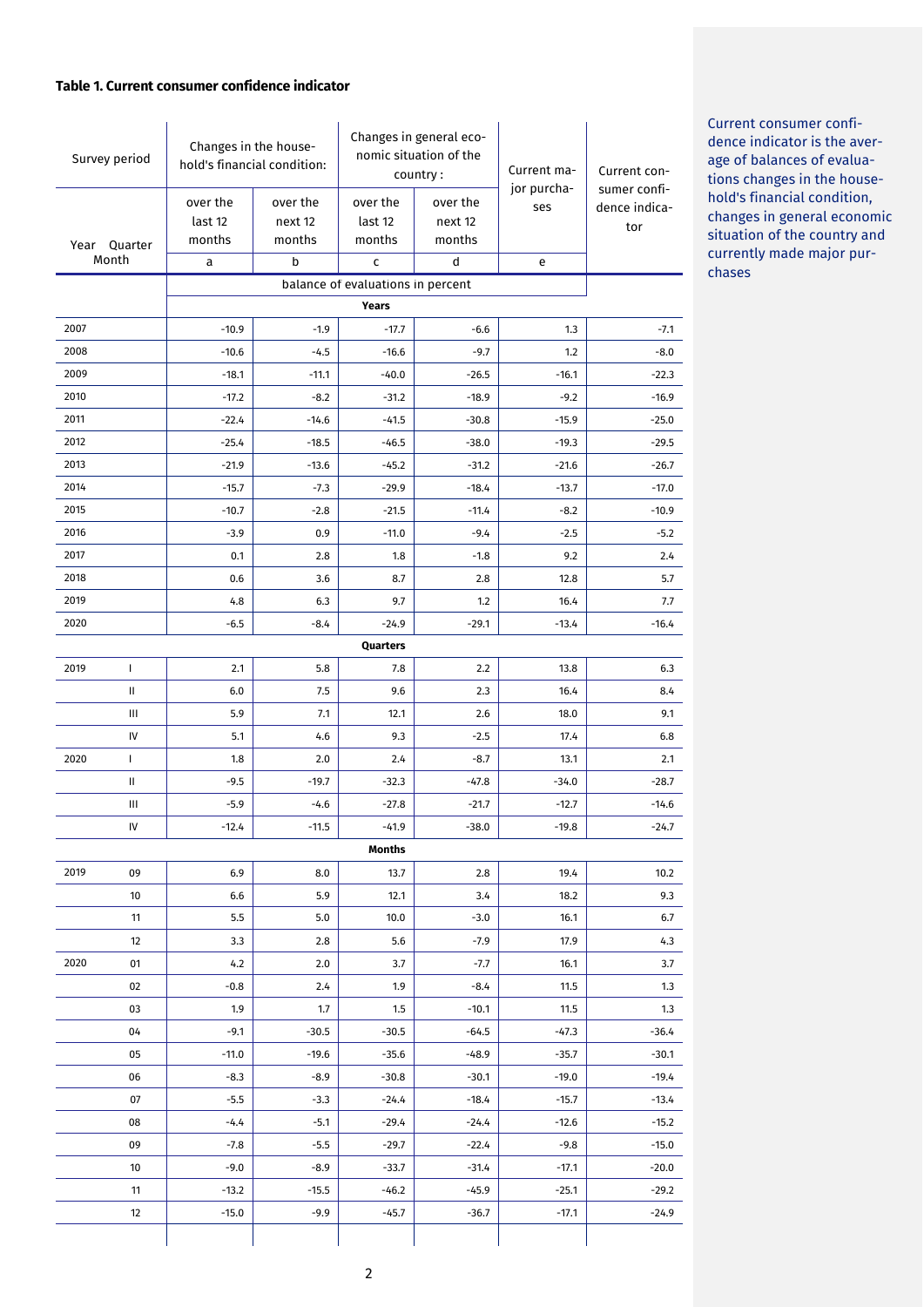**Table 1. Current consumer confidence indicator**

| Survey period | | Changes in the household's financial condition: | | Changes in general economic situation of the country : | | Current major purchases | Current consumer confidence indicator |
|---|---|---|---|---|---|---|---|
| Year | Quarter Month | over the last 12 months | over the next 12 months | over the last 12 months | over the next 12 months | | |
| | | a | b | c | d | e | |
| | | balance of evaluations in percent | | | | | |
| **Years** | | | | | | | |
| 2007 | | -10.9 | -1.9 | -17.7 | -6.6 | 1.3 | -7.1 |
| 2008 | | -10.6 | -4.5 | -16.6 | -9.7 | 1.2 | -8.0 |
| 2009 | | -18.1 | -11.1 | -40.0 | -26.5 | -16.1 | -22.3 |
| 2010 | | -17.2 | -8.2 | -31.2 | -18.9 | -9.2 | -16.9 |
| 2011 | | -22.4 | -14.6 | -41.5 | -30.8 | -15.9 | -25.0 |
| 2012 | | -25.4 | -18.5 | -46.5 | -38.0 | -19.3 | -29.5 |
| 2013 | | -21.9 | -13.6 | -45.2 | -31.2 | -21.6 | -26.7 |
| 2014 | | -15.7 | -7.3 | -29.9 | -18.4 | -13.7 | -17.0 |
| 2015 | | -10.7 | -2.8 | -21.5 | -11.4 | -8.2 | -10.9 |
| 2016 | | -3.9 | 0.9 | -11.0 | -9.4 | -2.5 | -5.2 |
| 2017 | | 0.1 | 2.8 | 1.8 | -1.8 | 9.2 | 2.4 |
| 2018 | | 0.6 | 3.6 | 8.7 | 2.8 | 12.8 | 5.7 |
| 2019 | | 4.8 | 6.3 | 9.7 | 1.2 | 16.4 | 7.7 |
| 2020 | | -6.5 | -8.4 | -24.9 | -29.1 | -13.4 | -16.4 |
| **Quarters** | | | | | | | |
| 2019 | I | 2.1 | 5.8 | 7.8 | 2.2 | 13.8 | 6.3 |
| | II | 6.0 | 7.5 | 9.6 | 2.3 | 16.4 | 8.4 |
| | III | 5.9 | 7.1 | 12.1 | 2.6 | 18.0 | 9.1 |
| | IV | 5.1 | 4.6 | 9.3 | -2.5 | 17.4 | 6.8 |
| 2020 | I | 1.8 | 2.0 | 2.4 | -8.7 | 13.1 | 2.1 |
| | II | -9.5 | -19.7 | -32.3 | -47.8 | -34.0 | -28.7 |
| | III | -5.9 | -4.6 | -27.8 | -21.7 | -12.7 | -14.6 |
| | IV | -12.4 | -11.5 | -41.9 | -38.0 | -19.8 | -24.7 |
| **Months** | | | | | | | |
| 2019 | 09 | 6.9 | 8.0 | 13.7 | 2.8 | 19.4 | 10.2 |
| | 10 | 6.6 | 5.9 | 12.1 | 3.4 | 18.2 | 9.3 |
| | 11 | 5.5 | 5.0 | 10.0 | -3.0 | 16.1 | 6.7 |
| | 12 | 3.3 | 2.8 | 5.6 | -7.9 | 17.9 | 4.3 |
| 2020 | 01 | 4.2 | 2.0 | 3.7 | -7.7 | 16.1 | 3.7 |
| | 02 | -0.8 | 2.4 | 1.9 | -8.4 | 11.5 | 1.3 |
| | 03 | 1.9 | 1.7 | 1.5 | -10.1 | 11.5 | 1.3 |
| | 04 | -9.1 | -30.5 | -30.5 | -64.5 | -47.3 | -36.4 |
| | 05 | -11.0 | -19.6 | -35.6 | -48.9 | -35.7 | -30.1 |
| | 06 | -8.3 | -8.9 | -30.8 | -30.1 | -19.0 | -19.4 |
| | 07 | -5.5 | -3.3 | -24.4 | -18.4 | -15.7 | -13.4 |
| | 08 | -4.4 | -5.1 | -29.4 | -24.4 | -12.6 | -15.2 |
| | 09 | -7.8 | -5.5 | -29.7 | -22.4 | -9.8 | -15.0 |
| | 10 | -9.0 | -8.9 | -33.7 | -31.4 | -17.1 | -20.0 |
| | 11 | -13.2 | -15.5 | -46.2 | -45.9 | -25.1 | -29.2 |
| | 12 | -15.0 | -9.9 | -45.7 | -36.7 | -17.1 | -24.9 |

Current consumer confidence indicator is the average of balances of evaluations changes in the household's financial condition, changes in general economic situation of the country and currently made major purchases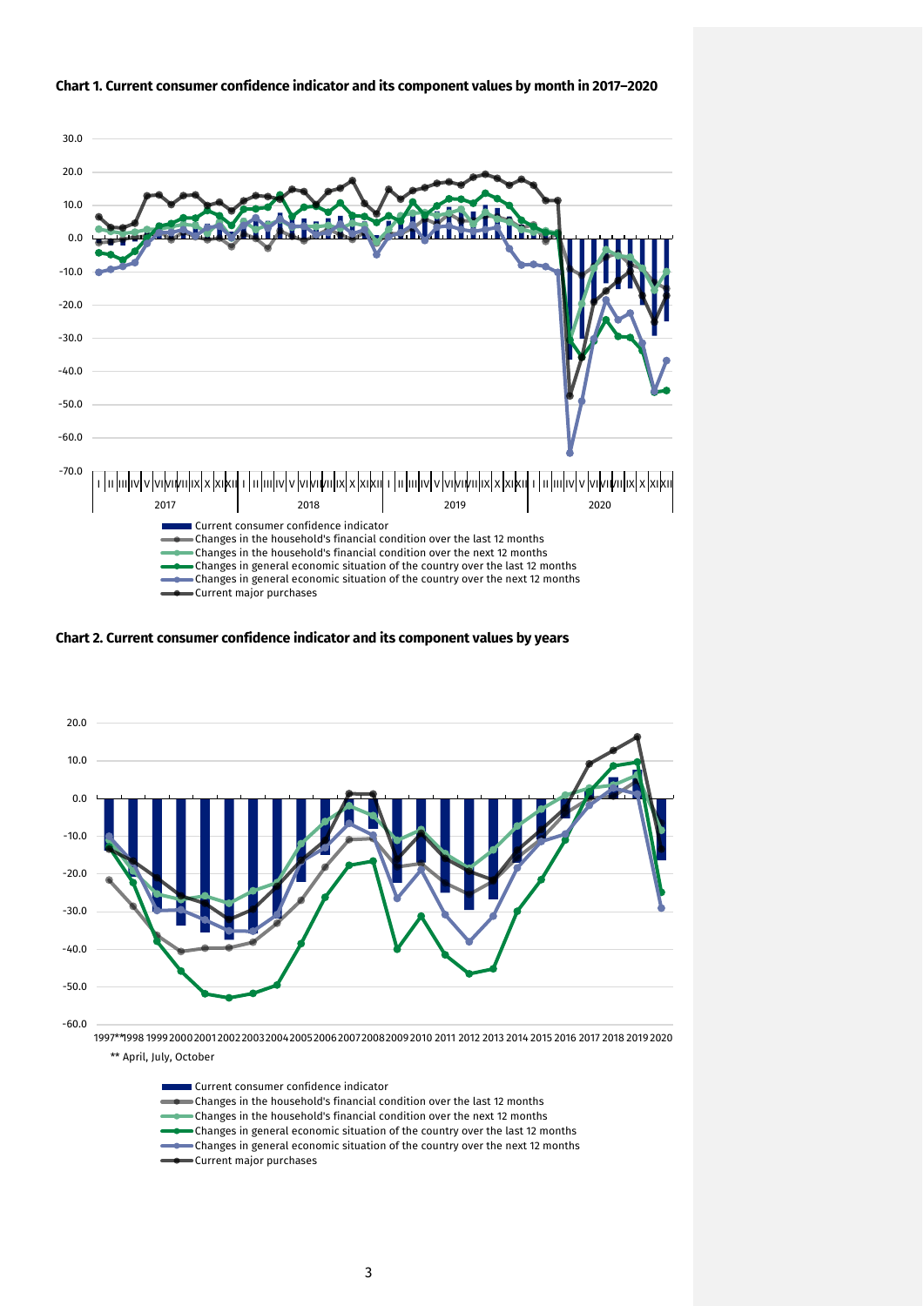**Chart 1. Current consumer confidence indicator and its component values by month in 2017–2020**

**Chart 2. Current consumer confidence indicator and its component values by years**

** April, July, October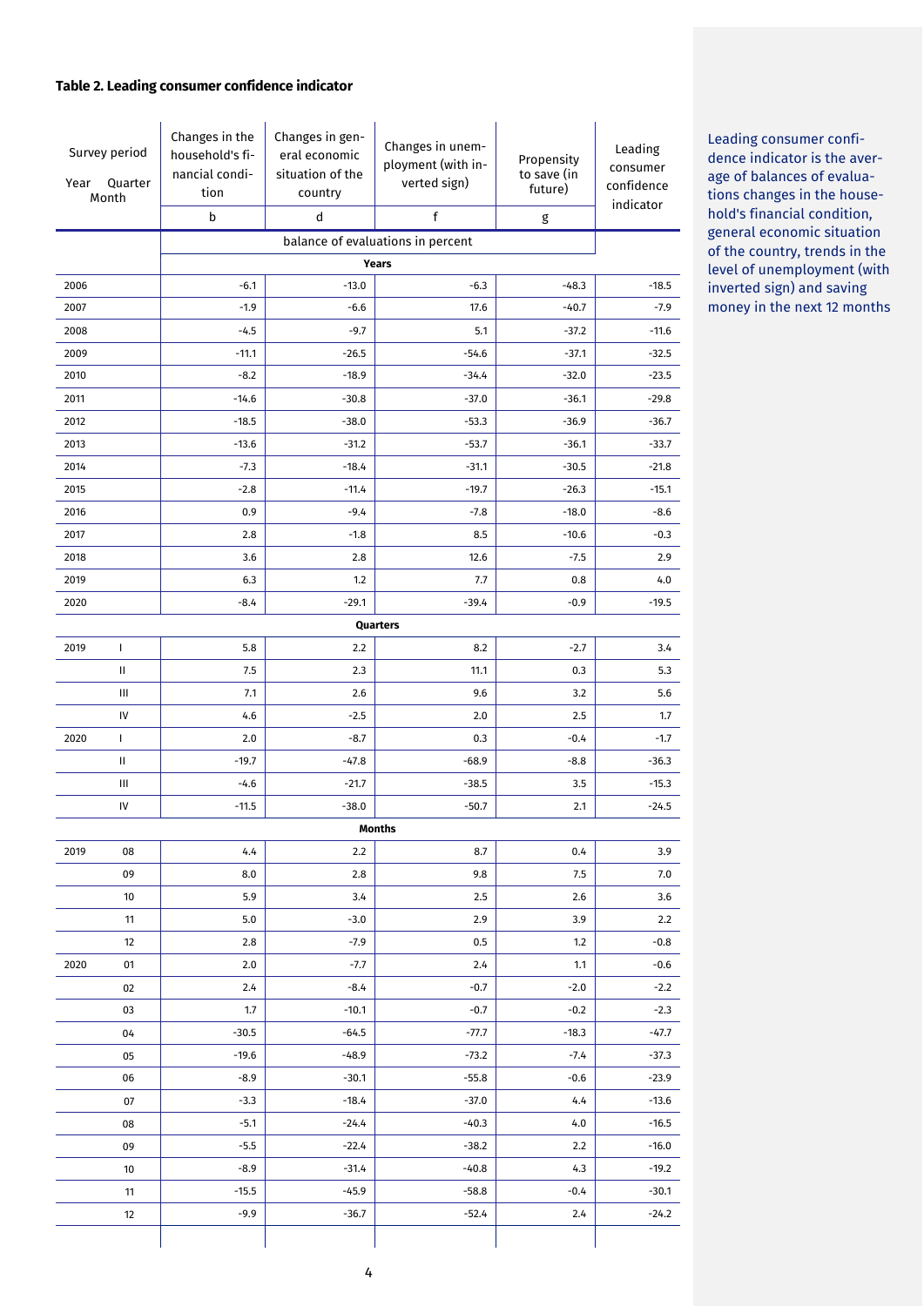### Table 2. Leading consumer confidence indicator

| Survey period<br>Year Quarter Month | | Changes in the household's financial condition | Changes in general economic situation of the country | Changes in unemployment (with inverted sign) | Propensity to save (in future) | Leading consumer confidence indicator |
|---|---|---|---|---|---|---|
| | | b | d | f | g | |
| | | balance of evaluations in percent | | | | |
| **Years** | | | | | | |
| 2006 | | -6.1 | -13.0 | -6.3 | -48.3 | -18.5 |
| 2007 | | -1.9 | -6.6 | 17.6 | -40.7 | -7.9 |
| 2008 | | -4.5 | -9.7 | 5.1 | -37.2 | -11.6 |
| 2009 | | -11.1 | -26.5 | -54.6 | -37.1 | -32.5 |
| 2010 | | -8.2 | -18.9 | -34.4 | -32.0 | -23.5 |
| 2011 | | -14.6 | -30.8 | -37.0 | -36.1 | -29.8 |
| 2012 | | -18.5 | -38.0 | -53.3 | -36.9 | -36.7 |
| 2013 | | -13.6 | -31.2 | -53.7 | -36.1 | -33.7 |
| 2014 | | -7.3 | -18.4 | -31.1 | -30.5 | -21.8 |
| 2015 | | -2.8 | -11.4 | -19.7 | -26.3 | -15.1 |
| 2016 | | 0.9 | -9.4 | -7.8 | -18.0 | -8.6 |
| 2017 | | 2.8 | -1.8 | 8.5 | -10.6 | -0.3 |
| 2018 | | 3.6 | 2.8 | 12.6 | -7.5 | 2.9 |
| 2019 | | 6.3 | 1.2 | 7.7 | 0.8 | 4.0 |
| 2020 | | -8.4 | -29.1 | -39.4 | -0.9 | -19.5 |
| **Quarters** | | | | | | |
| 2019 | I | 5.8 | 2.2 | 8.2 | -2.7 | 3.4 |
| | II | 7.5 | 2.3 | 11.1 | 0.3 | 5.3 |
| | III | 7.1 | 2.6 | 9.6 | 3.2 | 5.6 |
| | IV | 4.6 | -2.5 | 2.0 | 2.5 | 1.7 |
| 2020 | I | 2.0 | -8.7 | 0.3 | -0.4 | -1.7 |
| | II | -19.7 | -47.8 | -68.9 | -8.8 | -36.3 |
| | III | -4.6 | -21.7 | -38.5 | 3.5 | -15.3 |
| | IV | -11.5 | -38.0 | -50.7 | 2.1 | -24.5 |
| **Months** | | | | | | |
| 2019 | 08 | 4.4 | 2.2 | 8.7 | 0.4 | 3.9 |
| | 09 | 8.0 | 2.8 | 9.8 | 7.5 | 7.0 |
| | 10 | 5.9 | 3.4 | 2.5 | 2.6 | 3.6 |
| | 11 | 5.0 | -3.0 | 2.9 | 3.9 | 2.2 |
| | 12 | 2.8 | -7.9 | 0.5 | 1.2 | -0.8 |
| 2020 | 01 | 2.0 | -7.7 | 2.4 | 1.1 | -0.6 |
| | 02 | 2.4 | -8.4 | -0.7 | -2.0 | -2.2 |
| | 03 | 1.7 | -10.1 | -0.7 | -0.2 | -2.3 |
| | 04 | -30.5 | -64.5 | -77.7 | -18.3 | -47.7 |
| | 05 | -19.6 | -48.9 | -73.2 | -7.4 | -37.3 |
| | 06 | -8.9 | -30.1 | -55.8 | -0.6 | -23.9 |
| | 07 | -3.3 | -18.4 | -37.0 | 4.4 | -13.6 |
| | 08 | -5.1 | -24.4 | -40.3 | 4.0 | -16.5 |
| | 09 | -5.5 | -22.4 | -38.2 | 2.2 | -16.0 |
| | 10 | -8.9 | -31.4 | -40.8 | 4.3 | -19.2 |
| | 11 | -15.5 | -45.9 | -58.8 | -0.4 | -30.1 |
| | 12 | -9.9 | -36.7 | -52.4 | 2.4 | -24.2 |

Leading consumer confidence indicator is the average of balances of evaluations changes in the household's financial condition, general economic situation of the country, trends in the level of unemployment (with inverted sign) and saving money in the next 12 months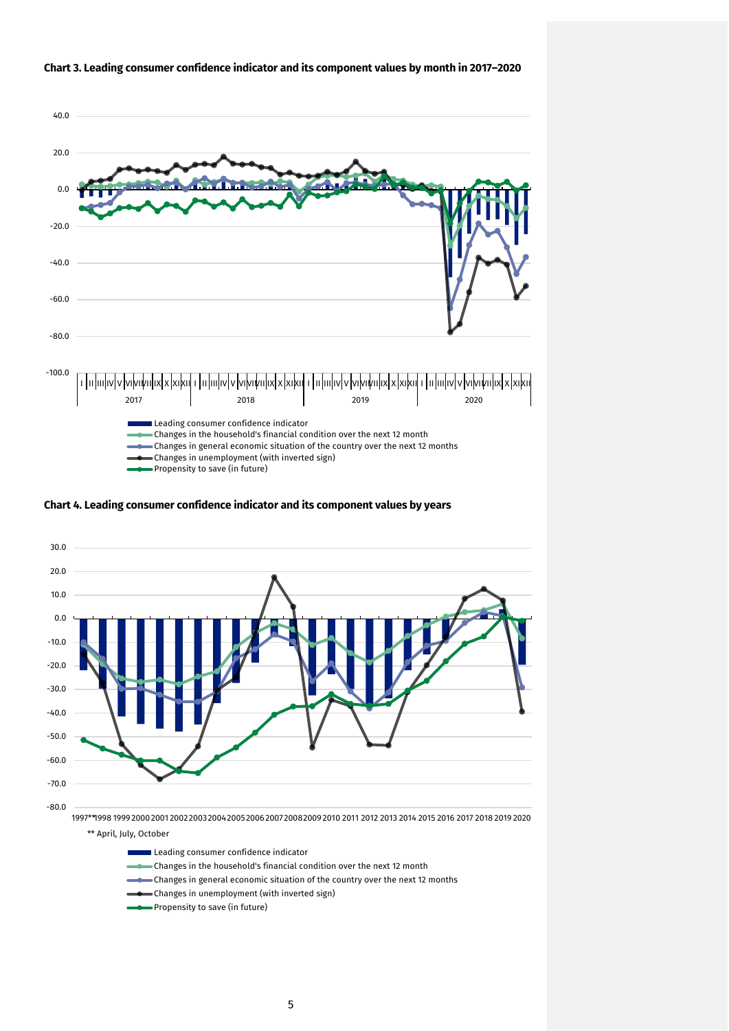**Chart 3. Leading consumer confidence indicator and its component values by month in 2017–2020**

- Leading consumer confidence indicator
- Changes in the household's financial condition over the next 12 month
- Changes in general economic situation of the country over the next 12 months
- Changes in unemployment (with inverted sign)
- Propensity to save (in future)

**Chart 4. Leading consumer confidence indicator and its component values by years**

** April, July, October

- Leading consumer confidence indicator
- Changes in the household's financial condition over the next 12 month
- Changes in general economic situation of the country over the next 12 months
- Changes in unemployment (with inverted sign)
- Propensity to save (in future)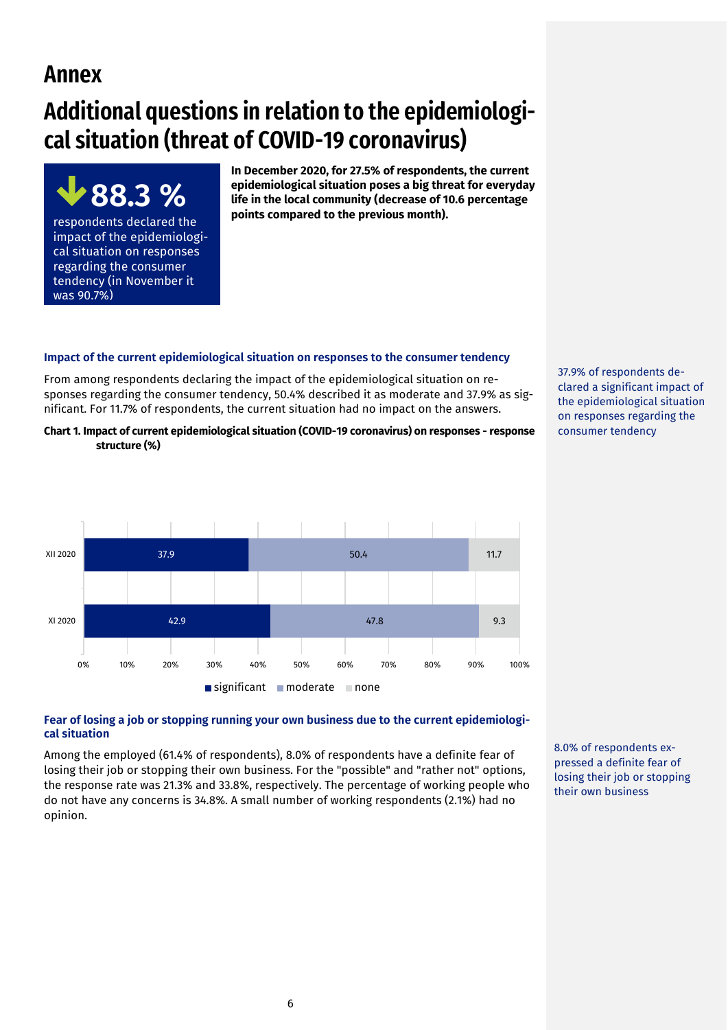# Annex

# Additional questions in relation to the epidemiological situation (threat of COVID-19 coronavirus)

**88.3 %**

respondents declared the impact of the epidemiological situation on responses regarding the consumer tendency (in November it was 90.7%)

**In December 2020, for 27.5% of respondents, the current epidemiological situation poses a big threat for everyday life in the local community (decrease of 10.6 percentage points compared to the previous month).**

### Impact of the current epidemiological situation on responses to the consumer tendency

From among respondents declaring the impact of the epidemiological situation on responses regarding the consumer tendency, 50.4% described it as moderate and 37.9% as significant. For 11.7% of respondents, the current situation had no impact on the answers.

37.9% of respondents declared a significant impact of the epidemiological situation on responses regarding the consumer tendency

**Chart 1. Impact of current epidemiological situation (COVID-19 coronavirus) on responses - response structure (%)**

| | significant | moderate | none |
|---|---|---|---|
| XII 2020 | 37.9 | 50.4 | 11.7 |
| XI 2020 | 42.9 | 47.8 | 9.3 |

### Fear of losing a job or stopping running your own business due to the current epidemiological situation

Among the employed (61.4% of respondents), 8.0% of respondents have a definite fear of losing their job or stopping their own business. For the "possible" and "rather not" options, the response rate was 21.3% and 33.8%, respectively. The percentage of working people who do not have any concerns is 34.8%. A small number of working respondents (2.1%) had no opinion.

8.0% of respondents expressed a definite fear of losing their job or stopping their own business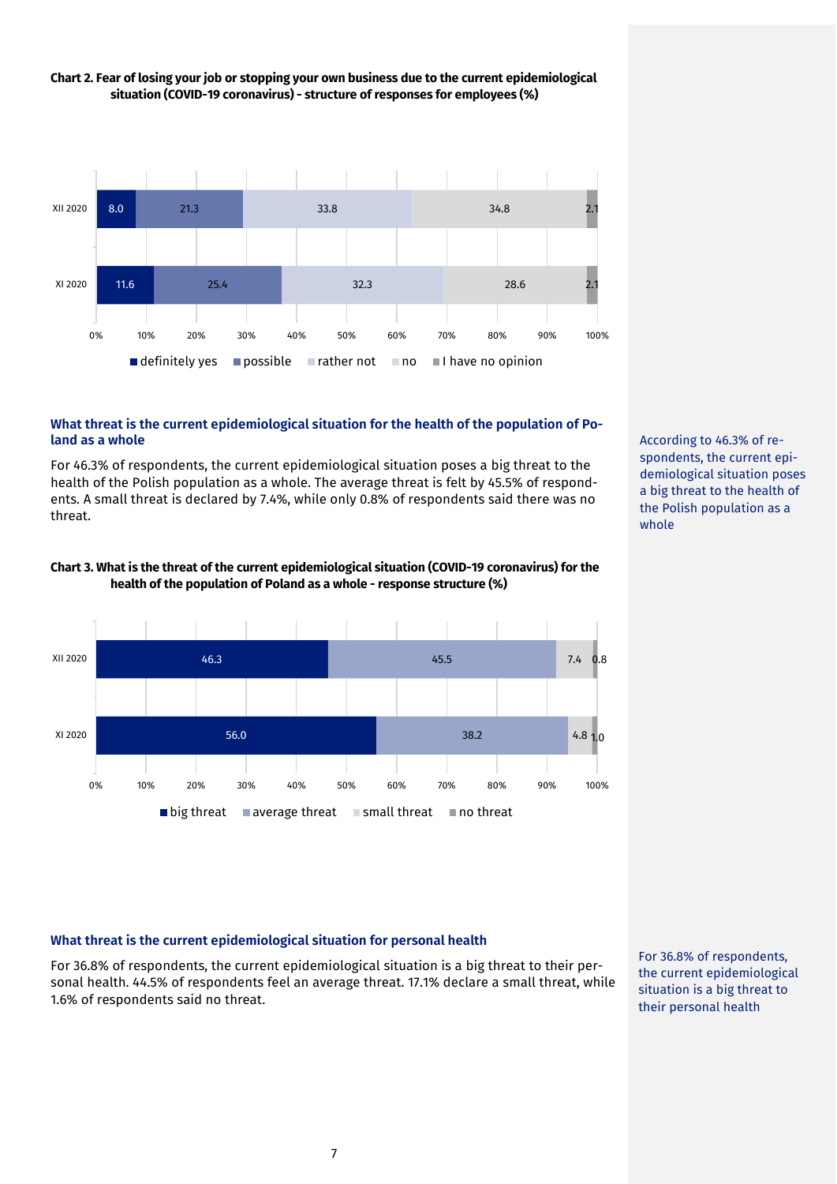**Chart 2. Fear of losing your job or stopping your own business due to the current epidemiological situation (COVID-19 coronavirus) - structure of responses for employees (%)**

| | definitely yes | possible | rather not | no | I have no opinion |
|---|---|---|---|---|---|
| XII 2020 | 8.0 | 21.3 | 33.8 | 34.8 | 2.1 |
| XI 2020 | 11.6 | 25.4 | 32.3 | 28.6 | 2.1 |

### What threat is the current epidemiological situation for the health of the population of Poland as a whole

For 46.3% of respondents, the current epidemiological situation poses a big threat to the health of the Polish population as a whole. The average threat is felt by 45.5% of respondents. A small threat is declared by 7.4%, while only 0.8% of respondents said there was no threat.

According to 46.3% of respondents, the current epidemiological situation poses a big threat to the health of the Polish population as a whole

**Chart 3. What is the threat of the current epidemiological situation (COVID-19 coronavirus) for the health of the population of Poland as a whole - response structure (%)**

| | big threat | average threat | small threat | no threat |
|---|---|---|---|---|
| XII 2020 | 46.3 | 45.5 | 7.4 | 0.8 |
| XI 2020 | 56.0 | 38.2 | 4.8 | 1.0 |

### What threat is the current epidemiological situation for personal health

For 36.8% of respondents, the current epidemiological situation is a big threat to their personal health. 44.5% of respondents feel an average threat. 17.1% declare a small threat, while 1.6% of respondents said no threat.

For 36.8% of respondents, the current epidemiological situation is a big threat to their personal health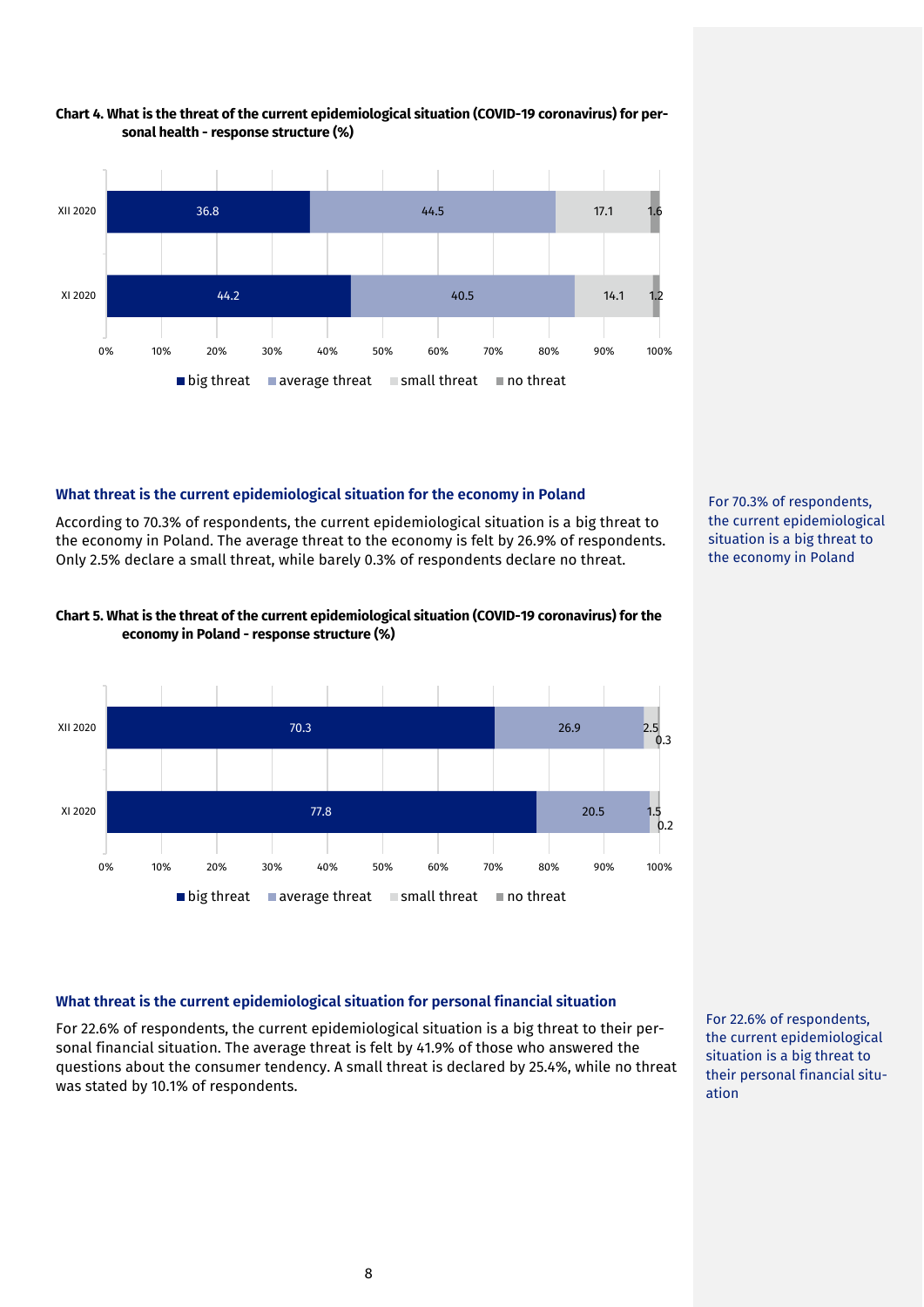**Chart 4. What is the threat of the current epidemiological situation (COVID-19 coronavirus) for personal health - response structure (%)**

| | big threat | average threat | small threat | no threat |
|---|---|---|---|---|
| XII 2020 | 36.8 | 44.5 | 17.1 | 1.6 |
| XI 2020 | 44.2 | 40.5 | 14.1 | 1.2 |

### What threat is the current epidemiological situation for the economy in Poland

According to 70.3% of respondents, the current epidemiological situation is a big threat to the economy in Poland. The average threat to the economy is felt by 26.9% of respondents. Only 2.5% declare a small threat, while barely 0.3% of respondents declare no threat.

For 70.3% of respondents, the current epidemiological situation is a big threat to the economy in Poland

**Chart 5. What is the threat of the current epidemiological situation (COVID-19 coronavirus) for the economy in Poland - response structure (%)**

| | big threat | average threat | small threat | no threat |
|---|---|---|---|---|
| XII 2020 | 70.3 | 26.9 | 2.5 | 0.3 |
| XI 2020 | 77.8 | 20.5 | 1.5 | 0.2 |

### What threat is the current epidemiological situation for personal financial situation

For 22.6% of respondents, the current epidemiological situation is a big threat to their personal financial situation. The average threat is felt by 41.9% of those who answered the questions about the consumer tendency. A small threat is declared by 25.4%, while no threat was stated by 10.1% of respondents.

For 22.6% of respondents, the current epidemiological situation is a big threat to their personal financial situation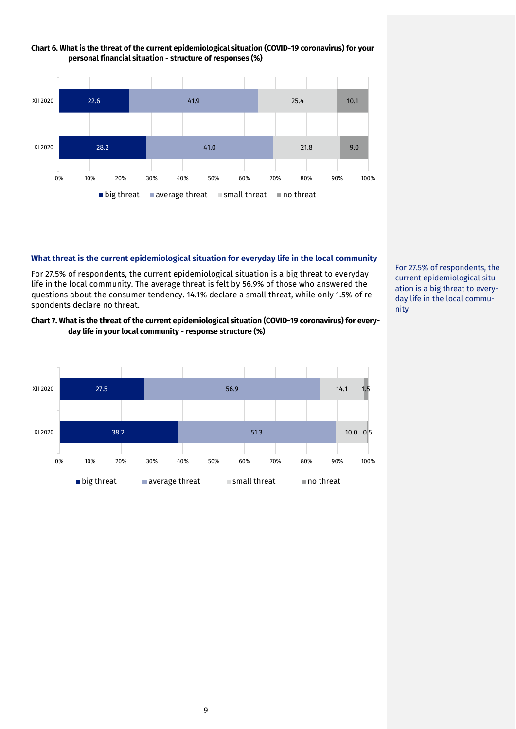**Chart 6. What is the threat of the current epidemiological situation (COVID-19 coronavirus) for your personal financial situation - structure of responses (%)**

| | big threat | average threat | small threat | no threat |
|---|---|---|---|---|
| XII 2020 | 22.6 | 41.9 | 25.4 | 10.1 |
| XI 2020 | 28.2 | 41.0 | 21.8 | 9.0 |

## What threat is the current epidemiological situation for everyday life in the local community

For 27.5% of respondents, the current epidemiological situation is a big threat to everyday life in the local community. The average threat is felt by 56.9% of those who answered the questions about the consumer tendency. 14.1% declare a small threat, while only 1.5% of respondents declare no threat.

For 27.5% of respondents, the current epidemiological situation is a big threat to everyday life in the local community

**Chart 7. What is the threat of the current epidemiological situation (COVID-19 coronavirus) for everyday life in your local community - response structure (%)**

| | big threat | average threat | small threat | no threat |
|---|---|---|---|---|
| XII 2020 | 27.5 | 56.9 | 14.1 | 1.5 |
| XI 2020 | 38.2 | 51.3 | 10.0 | 0.5 |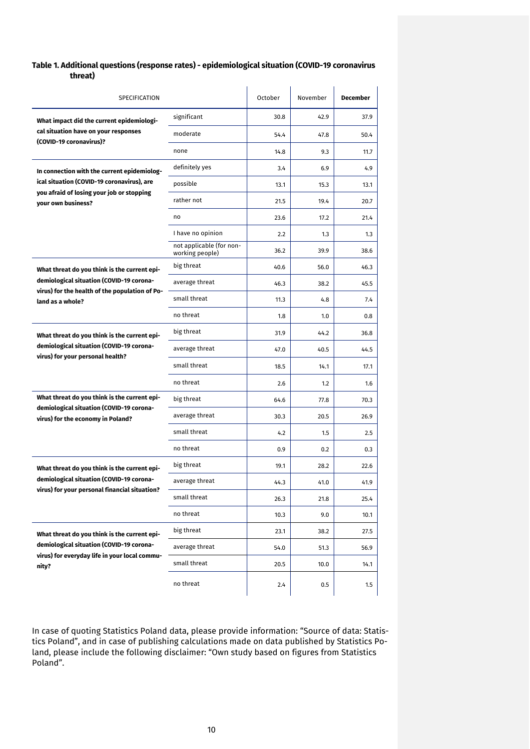**Table 1. Additional questions (response rates) - epidemiological situation (COVID-19 coronavirus threat)**

| SPECIFICATION | | October | November | **December** |
|---|---|---|---|---|
| **What impact did the current epidemiological situation have on your responses (COVID-19 coronavirus)?** | significant | 30.8 | 42.9 | 37.9 |
| | moderate | 54.4 | 47.8 | 50.4 |
| | none | 14.8 | 9.3 | 11.7 |
| **In connection with the current epidemiological situation (COVID-19 coronavirus), are you afraid of losing your job or stopping your own business?** | definitely yes | 3.4 | 6.9 | 4.9 |
| | possible | 13.1 | 15.3 | 13.1 |
| | rather not | 21.5 | 19.4 | 20.7 |
| | no | 23.6 | 17.2 | 21.4 |
| | I have no opinion | 2.2 | 1.3 | 1.3 |
| | not applicable (for non-working people) | 36.2 | 39.9 | 38.6 |
| **What threat do you think is the current epidemiological situation (COVID-19 coronavirus) for the health of the population of Poland as a whole?** | big threat | 40.6 | 56.0 | 46.3 |
| | average threat | 46.3 | 38.2 | 45.5 |
| | small threat | 11.3 | 4.8 | 7.4 |
| | no threat | 1.8 | 1.0 | 0.8 |
| **What threat do you think is the current epidemiological situation (COVID-19 coronavirus) for your personal health?** | big threat | 31.9 | 44.2 | 36.8 |
| | average threat | 47.0 | 40.5 | 44.5 |
| | small threat | 18.5 | 14.1 | 17.1 |
| | no threat | 2.6 | 1.2 | 1.6 |
| **What threat do you think is the current epidemiological situation (COVID-19 coronavirus) for the economy in Poland?** | big threat | 64.6 | 77.8 | 70.3 |
| | average threat | 30.3 | 20.5 | 26.9 |
| | small threat | 4.2 | 1.5 | 2.5 |
| | no threat | 0.9 | 0.2 | 0.3 |
| **What threat do you think is the current epidemiological situation (COVID-19 coronavirus) for your personal financial situation?** | big threat | 19.1 | 28.2 | 22.6 |
| | average threat | 44.3 | 41.0 | 41.9 |
| | small threat | 26.3 | 21.8 | 25.4 |
| | no threat | 10.3 | 9.0 | 10.1 |
| **What threat do you think is the current epidemiological situation (COVID-19 coronavirus) for everyday life in your local community?** | big threat | 23.1 | 38.2 | 27.5 |
| | average threat | 54.0 | 51.3 | 56.9 |
| | small threat | 20.5 | 10.0 | 14.1 |
| | no threat | 2.4 | 0.5 | 1.5 |

In case of quoting Statistics Poland data, please provide information: "Source of data: Statistics Poland", and in case of publishing calculations made on data published by Statistics Poland, please include the following disclaimer: "Own study based on figures from Statistics Poland".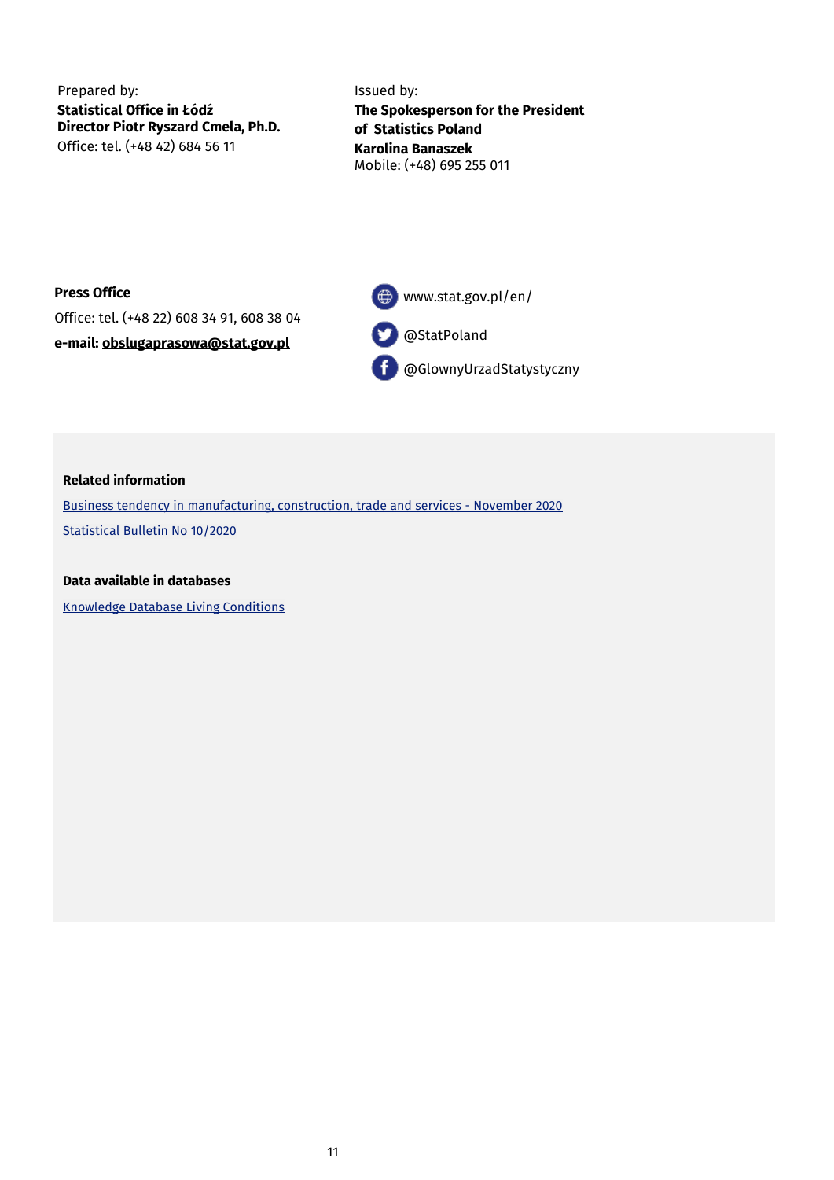Prepared by:
**Statistical Office in Łódź**
**Director Piotr Ryszard Cmela, Ph.D.**
Office: tel. (+48 42) 684 56 11

Issued by:
**The Spokesperson for the President of Statistics Poland**
**Karolina Banaszek**
Mobile: (+48) 695 255 011

**Press Office**
Office: tel. (+48 22) 608 34 91, 608 38 04
**e-mail: obslugaprasowa@stat.gov.pl**

www.stat.gov.pl/en/
@StatPoland
@GlownyUrzadStatystyczny

**Related information**

Business tendency in manufacturing, construction, trade and services - November 2020

Statistical Bulletin No 10/2020

**Data available in databases**

Knowledge Database Living Conditions